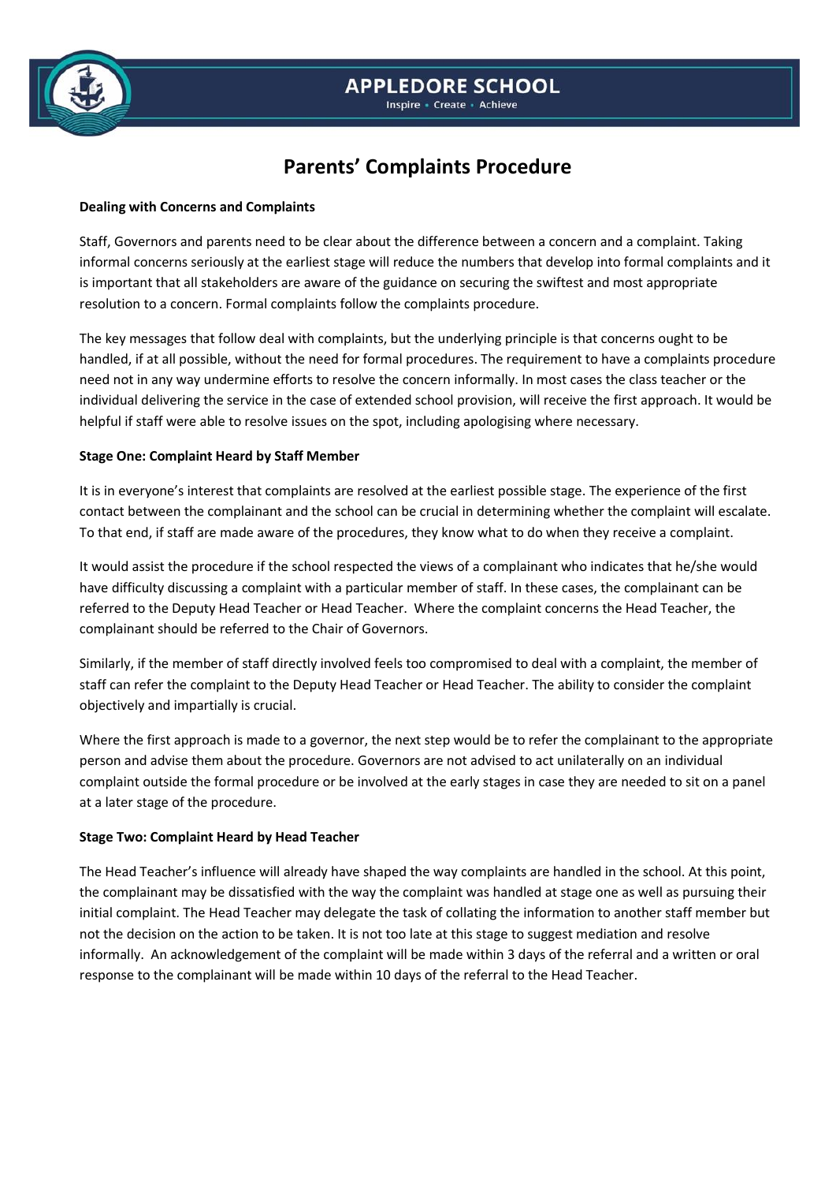APPLEDORE SCHOOL

Inspire • Create • Achieve

# Parents' Complaints Procedure

**Dealing with Concerns and Complaints**

Staff, Governors and parents need to be clear about the difference between a concern and a complaint. Taking informal concerns seriously at the earliest stage will reduce the numbers that develop into formal complaints and it is important that all stakeholders are aware of the guidance on securing the swiftest and most appropriate resolution to a concern. Formal complaints follow the complaints procedure.

The key messages that follow deal with complaints, but the underlying principle is that concerns ought to be handled, if at all possible, without the need for formal procedures. The requirement to have a complaints procedure need not in any way undermine efforts to resolve the concern informally. In most cases the class teacher or the individual delivering the service in the case of extended school provision, will receive the first approach. It would be helpful if staff were able to resolve issues on the spot, including apologising where necessary.

**Stage One: Complaint Heard by Staff Member**

It is in everyone's interest that complaints are resolved at the earliest possible stage. The experience of the first contact between the complainant and the school can be crucial in determining whether the complaint will escalate. To that end, if staff are made aware of the procedures, they know what to do when they receive a complaint.

It would assist the procedure if the school respected the views of a complainant who indicates that he/she would have difficulty discussing a complaint with a particular member of staff. In these cases, the complainant can be referred to the Deputy Head Teacher or Head Teacher. Where the complaint concerns the Head Teacher, the complainant should be referred to the Chair of Governors.

Similarly, if the member of staff directly involved feels too compromised to deal with a complaint, the member of staff can refer the complaint to the Deputy Head Teacher or Head Teacher. The ability to consider the complaint objectively and impartially is crucial.

Where the first approach is made to a governor, the next step would be to refer the complainant to the appropriate person and advise them about the procedure. Governors are not advised to act unilaterally on an individual complaint outside the formal procedure or be involved at the early stages in case they are needed to sit on a panel at a later stage of the procedure.

**Stage Two: Complaint Heard by Head Teacher**

The Head Teacher's influence will already have shaped the way complaints are handled in the school. At this point, the complainant may be dissatisfied with the way the complaint was handled at stage one as well as pursuing their initial complaint. The Head Teacher may delegate the task of collating the information to another staff member but not the decision on the action to be taken. It is not too late at this stage to suggest mediation and resolve informally. An acknowledgement of the complaint will be made within 3 days of the referral and a written or oral response to the complainant will be made within 10 days of the referral to the Head Teacher.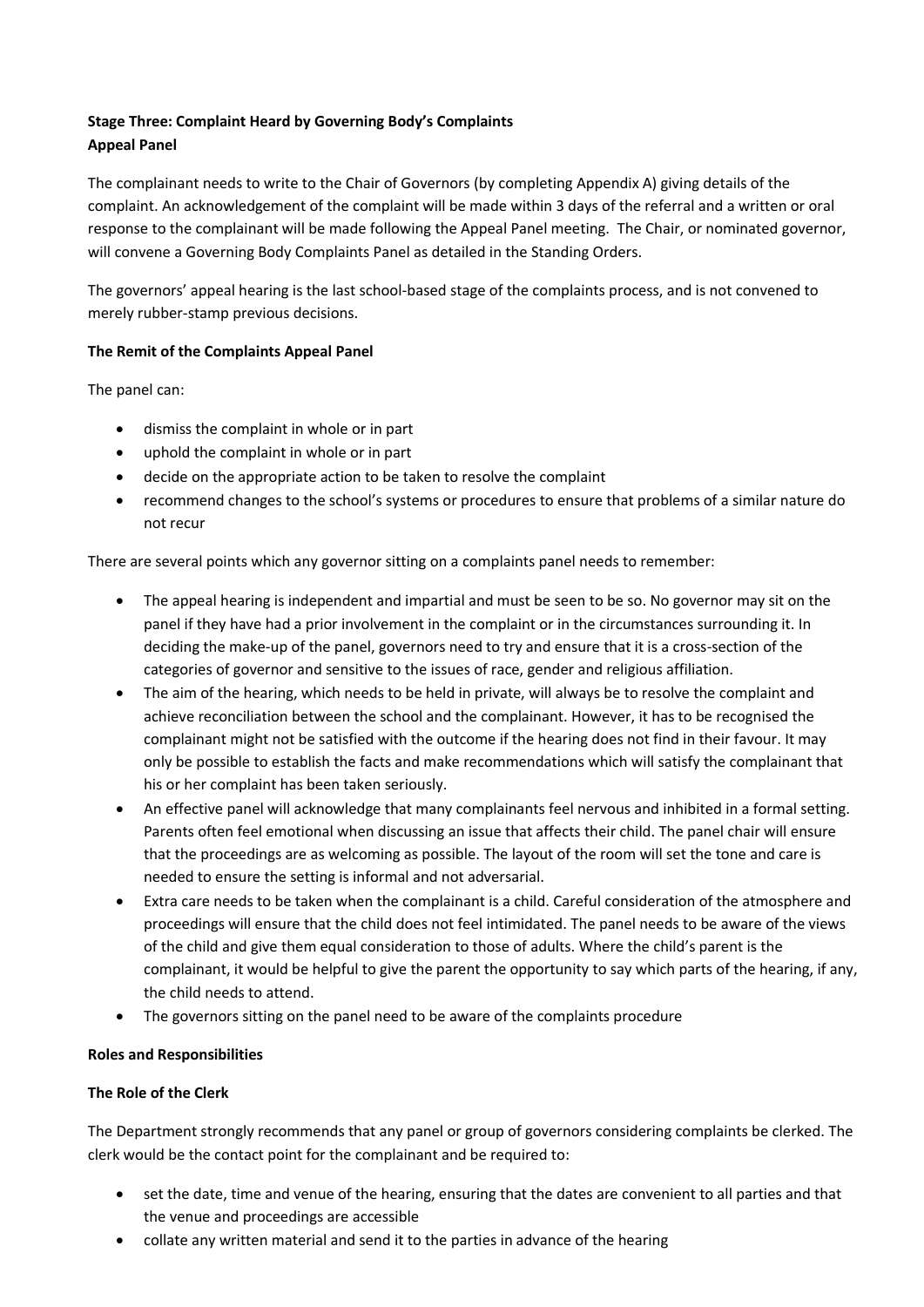**Stage Three: Complaint Heard by Governing Body's Complaints Appeal Panel**

The complainant needs to write to the Chair of Governors (by completing Appendix A) giving details of the complaint. An acknowledgement of the complaint will be made within 3 days of the referral and a written or oral response to the complainant will be made following the Appeal Panel meeting. The Chair, or nominated governor, will convene a Governing Body Complaints Panel as detailed in the Standing Orders.

The governors' appeal hearing is the last school-based stage of the complaints process, and is not convened to merely rubber-stamp previous decisions.

**The Remit of the Complaints Appeal Panel**

The panel can:

- dismiss the complaint in whole or in part
- uphold the complaint in whole or in part
- decide on the appropriate action to be taken to resolve the complaint
- recommend changes to the school's systems or procedures to ensure that problems of a similar nature do not recur

There are several points which any governor sitting on a complaints panel needs to remember:

- The appeal hearing is independent and impartial and must be seen to be so. No governor may sit on the panel if they have had a prior involvement in the complaint or in the circumstances surrounding it. In deciding the make-up of the panel, governors need to try and ensure that it is a cross-section of the categories of governor and sensitive to the issues of race, gender and religious affiliation.
- The aim of the hearing, which needs to be held in private, will always be to resolve the complaint and achieve reconciliation between the school and the complainant. However, it has to be recognised the complainant might not be satisfied with the outcome if the hearing does not find in their favour. It may only be possible to establish the facts and make recommendations which will satisfy the complainant that his or her complaint has been taken seriously.
- An effective panel will acknowledge that many complainants feel nervous and inhibited in a formal setting. Parents often feel emotional when discussing an issue that affects their child. The panel chair will ensure that the proceedings are as welcoming as possible. The layout of the room will set the tone and care is needed to ensure the setting is informal and not adversarial.
- Extra care needs to be taken when the complainant is a child. Careful consideration of the atmosphere and proceedings will ensure that the child does not feel intimidated. The panel needs to be aware of the views of the child and give them equal consideration to those of adults. Where the child's parent is the complainant, it would be helpful to give the parent the opportunity to say which parts of the hearing, if any, the child needs to attend.
- The governors sitting on the panel need to be aware of the complaints procedure

**Roles and Responsibilities**

**The Role of the Clerk**

The Department strongly recommends that any panel or group of governors considering complaints be clerked. The clerk would be the contact point for the complainant and be required to:

- set the date, time and venue of the hearing, ensuring that the dates are convenient to all parties and that the venue and proceedings are accessible
- collate any written material and send it to the parties in advance of the hearing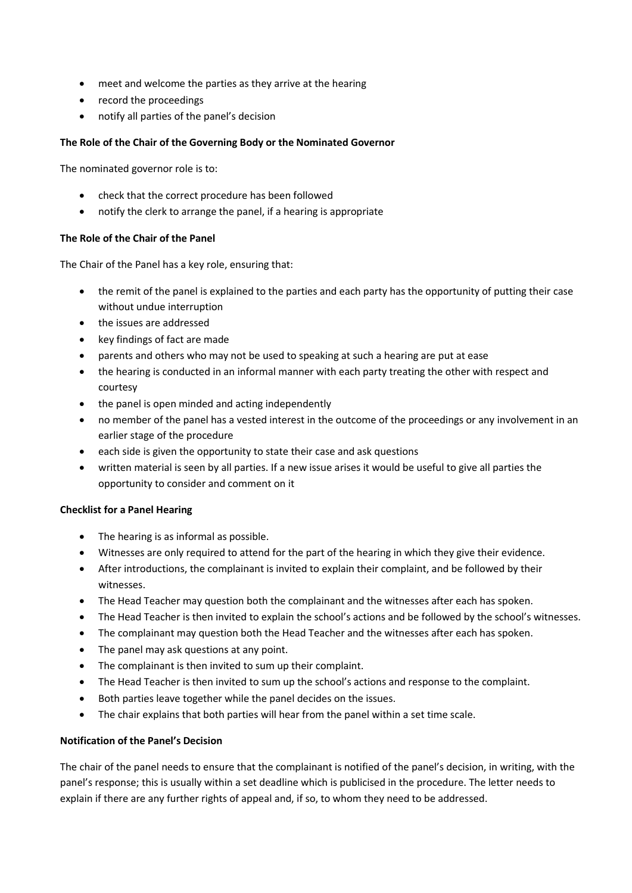- meet and welcome the parties as they arrive at the hearing
- record the proceedings
- notify all parties of the panel's decision

**The Role of the Chair of the Governing Body or the Nominated Governor**

The nominated governor role is to:

- check that the correct procedure has been followed
- notify the clerk to arrange the panel, if a hearing is appropriate

**The Role of the Chair of the Panel**

The Chair of the Panel has a key role, ensuring that:

- the remit of the panel is explained to the parties and each party has the opportunity of putting their case without undue interruption
- the issues are addressed
- key findings of fact are made
- parents and others who may not be used to speaking at such a hearing are put at ease
- the hearing is conducted in an informal manner with each party treating the other with respect and courtesy
- the panel is open minded and acting independently
- no member of the panel has a vested interest in the outcome of the proceedings or any involvement in an earlier stage of the procedure
- each side is given the opportunity to state their case and ask questions
- written material is seen by all parties. If a new issue arises it would be useful to give all parties the opportunity to consider and comment on it

**Checklist for a Panel Hearing**

- The hearing is as informal as possible.
- Witnesses are only required to attend for the part of the hearing in which they give their evidence.
- After introductions, the complainant is invited to explain their complaint, and be followed by their witnesses.
- The Head Teacher may question both the complainant and the witnesses after each has spoken.
- The Head Teacher is then invited to explain the school's actions and be followed by the school's witnesses.
- The complainant may question both the Head Teacher and the witnesses after each has spoken.
- The panel may ask questions at any point.
- The complainant is then invited to sum up their complaint.
- The Head Teacher is then invited to sum up the school's actions and response to the complaint.
- Both parties leave together while the panel decides on the issues.
- The chair explains that both parties will hear from the panel within a set time scale.

**Notification of the Panel's Decision**

The chair of the panel needs to ensure that the complainant is notified of the panel's decision, in writing, with the panel's response; this is usually within a set deadline which is publicised in the procedure. The letter needs to explain if there are any further rights of appeal and, if so, to whom they need to be addressed.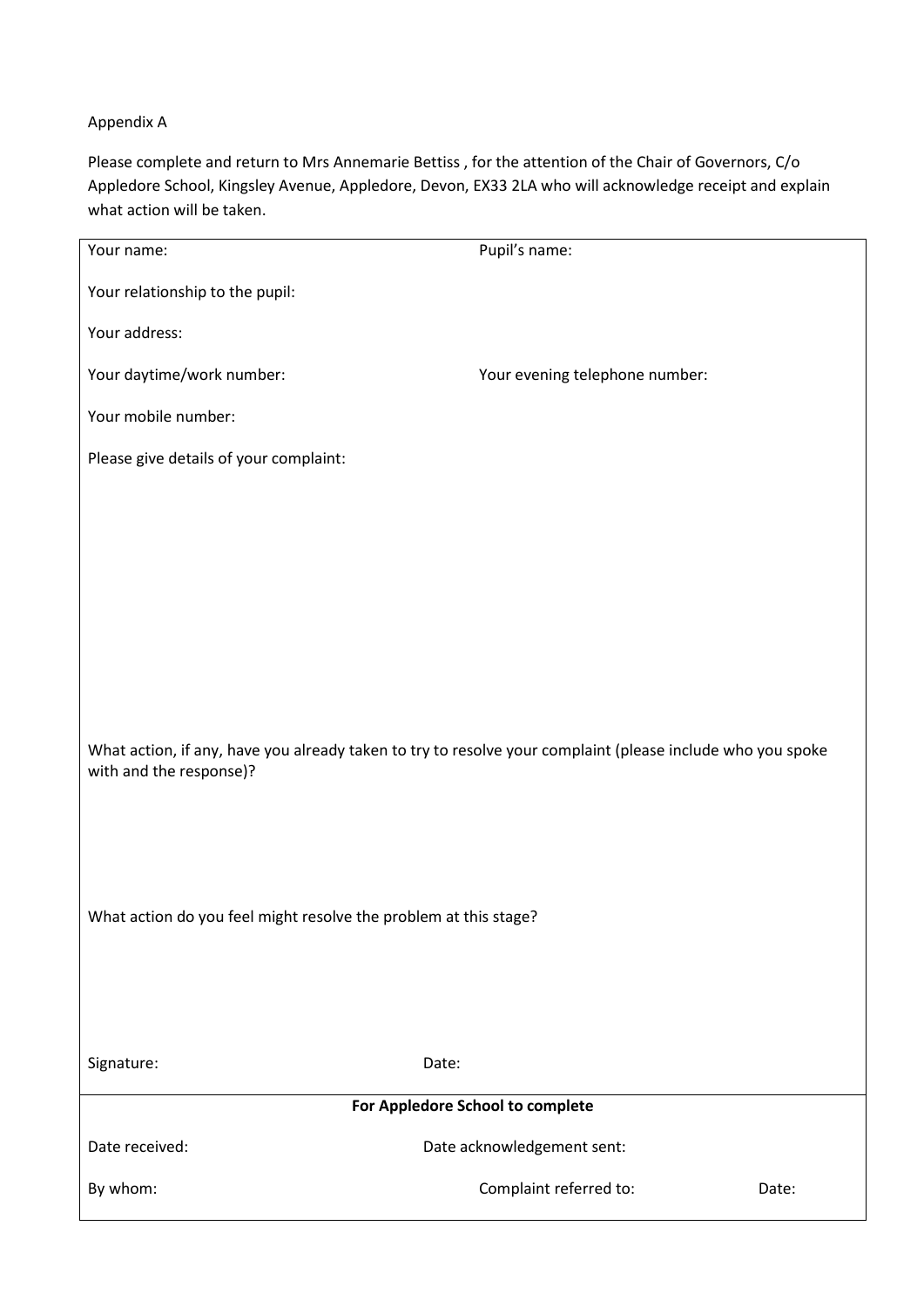Appendix A

Please complete and return to Mrs Annemarie Bettiss , for the attention of the Chair of Governors, C/o Appledore School, Kingsley Avenue, Appledore, Devon, EX33 2LA who will acknowledge receipt and explain what action will be taken.

Your name:

Pupil's name:

Your relationship to the pupil:

Your address:

Your daytime/work number:

Your evening telephone number:

Your mobile number:

Please give details of your complaint:

What action, if any, have you already taken to try to resolve your complaint (please include who you spoke with and the response)?

What action do you feel might resolve the problem at this stage?

Signature:

Date:

**For Appledore School to complete**

Date received:

Date acknowledgement sent:

By whom:

Complaint referred to:

Date: